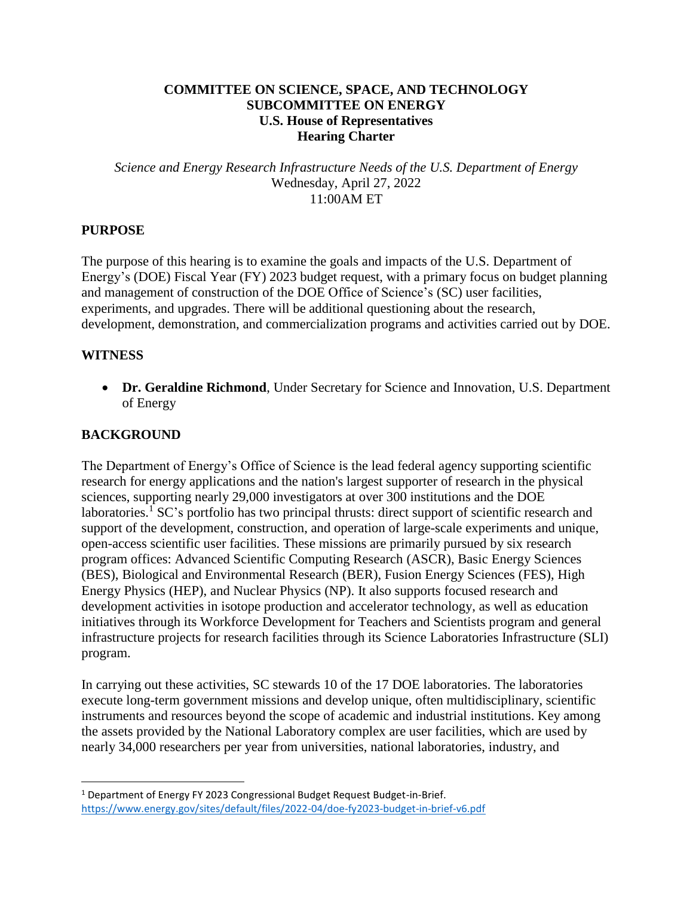**COMMITTEE ON SCIENCE, SPACE, AND TECHNOLOGY**
**SUBCOMMITTEE ON ENERGY**
**U.S. House of Representatives**
**Hearing Charter**

*Science and Energy Research Infrastructure Needs of the U.S. Department of Energy*
Wednesday, April 27, 2022
11:00AM ET

## PURPOSE

The purpose of this hearing is to examine the goals and impacts of the U.S. Department of Energy's (DOE) Fiscal Year (FY) 2023 budget request, with a primary focus on budget planning and management of construction of the DOE Office of Science's (SC) user facilities, experiments, and upgrades. There will be additional questioning about the research, development, demonstration, and commercialization programs and activities carried out by DOE.

## WITNESS

- **Dr. Geraldine Richmond**, Under Secretary for Science and Innovation, U.S. Department of Energy

## BACKGROUND

The Department of Energy's Office of Science is the lead federal agency supporting scientific research for energy applications and the nation's largest supporter of research in the physical sciences, supporting nearly 29,000 investigators at over 300 institutions and the DOE laboratories.[1] SC's portfolio has two principal thrusts: direct support of scientific research and support of the development, construction, and operation of large-scale experiments and unique, open-access scientific user facilities. These missions are primarily pursued by six research program offices: Advanced Scientific Computing Research (ASCR), Basic Energy Sciences (BES), Biological and Environmental Research (BER), Fusion Energy Sciences (FES), High Energy Physics (HEP), and Nuclear Physics (NP). It also supports focused research and development activities in isotope production and accelerator technology, as well as education initiatives through its Workforce Development for Teachers and Scientists program and general infrastructure projects for research facilities through its Science Laboratories Infrastructure (SLI) program.

In carrying out these activities, SC stewards 10 of the 17 DOE laboratories. The laboratories execute long-term government missions and develop unique, often multidisciplinary, scientific instruments and resources beyond the scope of academic and industrial institutions. Key among the assets provided by the National Laboratory complex are user facilities, which are used by nearly 34,000 researchers per year from universities, national laboratories, industry, and

---

[1] Department of Energy FY 2023 Congressional Budget Request Budget-in-Brief. https://www.energy.gov/sites/default/files/2022-04/doe-fy2023-budget-in-brief-v6.pdf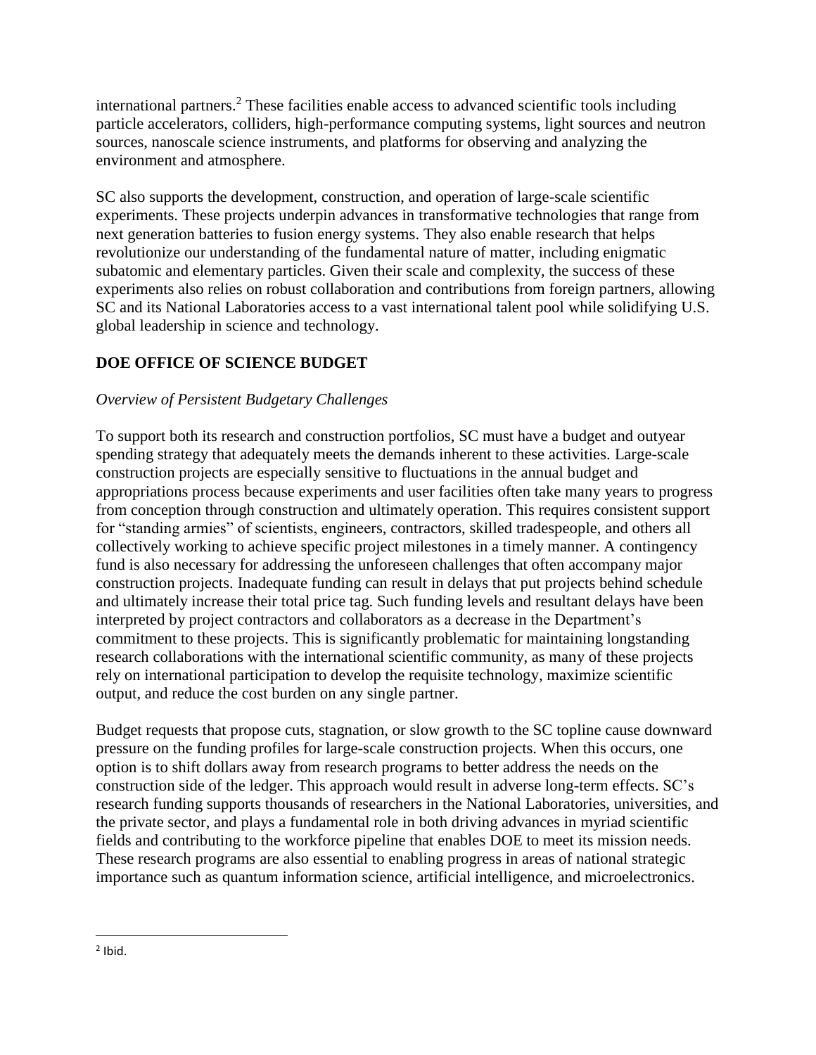international partners.[2] These facilities enable access to advanced scientific tools including particle accelerators, colliders, high-performance computing systems, light sources and neutron sources, nanoscale science instruments, and platforms for observing and analyzing the environment and atmosphere.

SC also supports the development, construction, and operation of large-scale scientific experiments. These projects underpin advances in transformative technologies that range from next generation batteries to fusion energy systems. They also enable research that helps revolutionize our understanding of the fundamental nature of matter, including enigmatic subatomic and elementary particles. Given their scale and complexity, the success of these experiments also relies on robust collaboration and contributions from foreign partners, allowing SC and its National Laboratories access to a vast international talent pool while solidifying U.S. global leadership in science and technology.

## DOE OFFICE OF SCIENCE BUDGET

*Overview of Persistent Budgetary Challenges*

To support both its research and construction portfolios, SC must have a budget and outyear spending strategy that adequately meets the demands inherent to these activities. Large-scale construction projects are especially sensitive to fluctuations in the annual budget and appropriations process because experiments and user facilities often take many years to progress from conception through construction and ultimately operation. This requires consistent support for "standing armies" of scientists, engineers, contractors, skilled tradespeople, and others all collectively working to achieve specific project milestones in a timely manner. A contingency fund is also necessary for addressing the unforeseen challenges that often accompany major construction projects. Inadequate funding can result in delays that put projects behind schedule and ultimately increase their total price tag. Such funding levels and resultant delays have been interpreted by project contractors and collaborators as a decrease in the Department's commitment to these projects. This is significantly problematic for maintaining longstanding research collaborations with the international scientific community, as many of these projects rely on international participation to develop the requisite technology, maximize scientific output, and reduce the cost burden on any single partner.

Budget requests that propose cuts, stagnation, or slow growth to the SC topline cause downward pressure on the funding profiles for large-scale construction projects. When this occurs, one option is to shift dollars away from research programs to better address the needs on the construction side of the ledger. This approach would result in adverse long-term effects. SC's research funding supports thousands of researchers in the National Laboratories, universities, and the private sector, and plays a fundamental role in both driving advances in myriad scientific fields and contributing to the workforce pipeline that enables DOE to meet its mission needs. These research programs are also essential to enabling progress in areas of national strategic importance such as quantum information science, artificial intelligence, and microelectronics.

---

[2] Ibid.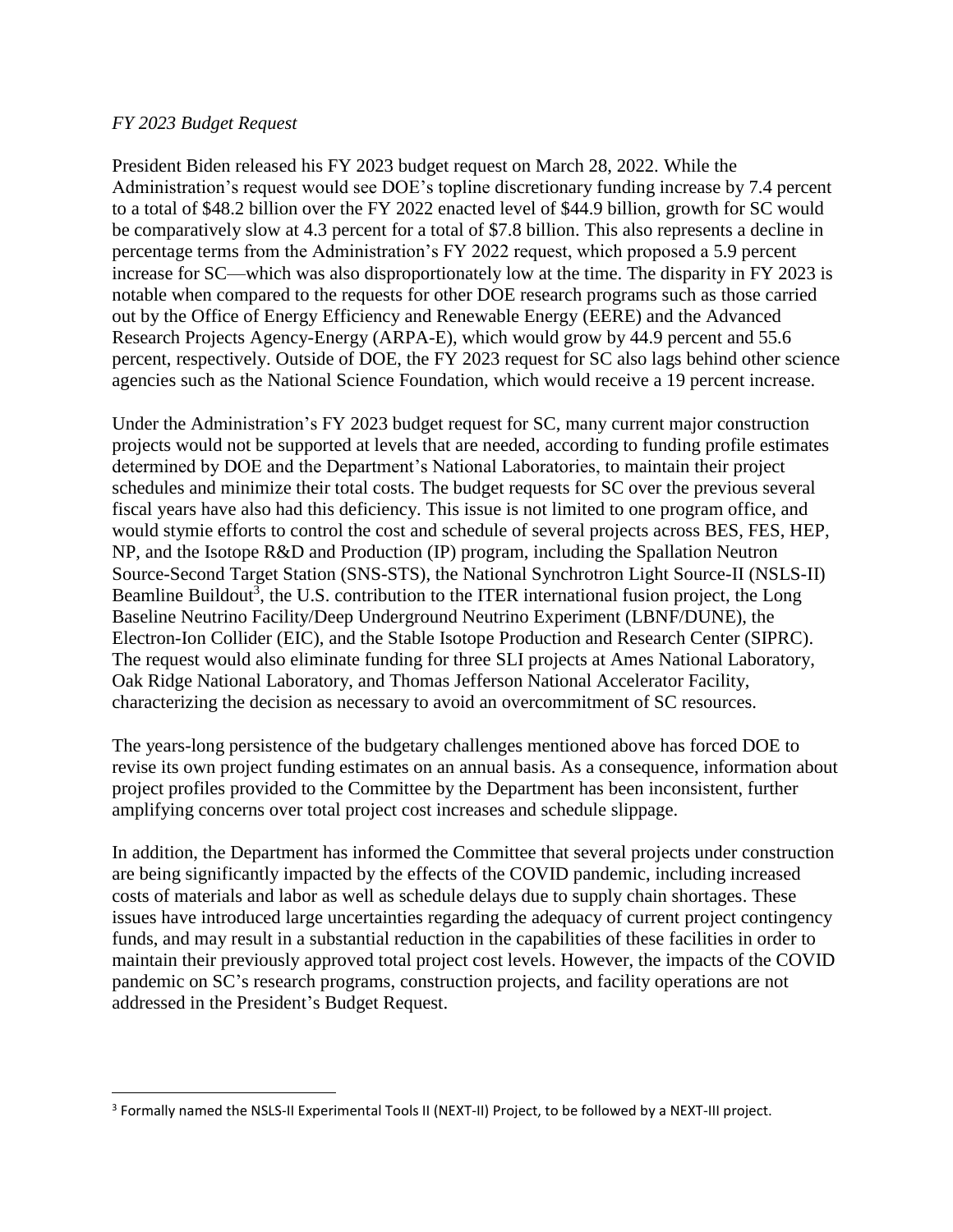*FY 2023 Budget Request*

President Biden released his FY 2023 budget request on March 28, 2022. While the Administration's request would see DOE's topline discretionary funding increase by 7.4 percent to a total of $48.2 billion over the FY 2022 enacted level of $44.9 billion, growth for SC would be comparatively slow at 4.3 percent for a total of $7.8 billion. This also represents a decline in percentage terms from the Administration's FY 2022 request, which proposed a 5.9 percent increase for SC—which was also disproportionately low at the time. The disparity in FY 2023 is notable when compared to the requests for other DOE research programs such as those carried out by the Office of Energy Efficiency and Renewable Energy (EERE) and the Advanced Research Projects Agency-Energy (ARPA-E), which would grow by 44.9 percent and 55.6 percent, respectively. Outside of DOE, the FY 2023 request for SC also lags behind other science agencies such as the National Science Foundation, which would receive a 19 percent increase.

Under the Administration's FY 2023 budget request for SC, many current major construction projects would not be supported at levels that are needed, according to funding profile estimates determined by DOE and the Department's National Laboratories, to maintain their project schedules and minimize their total costs. The budget requests for SC over the previous several fiscal years have also had this deficiency. This issue is not limited to one program office, and would stymie efforts to control the cost and schedule of several projects across BES, FES, HEP, NP, and the Isotope R&D and Production (IP) program, including the Spallation Neutron Source-Second Target Station (SNS-STS), the National Synchrotron Light Source-II (NSLS-II) Beamline Buildout[3], the U.S. contribution to the ITER international fusion project, the Long Baseline Neutrino Facility/Deep Underground Neutrino Experiment (LBNF/DUNE), the Electron-Ion Collider (EIC), and the Stable Isotope Production and Research Center (SIPRC). The request would also eliminate funding for three SLI projects at Ames National Laboratory, Oak Ridge National Laboratory, and Thomas Jefferson National Accelerator Facility, characterizing the decision as necessary to avoid an overcommitment of SC resources.

The years-long persistence of the budgetary challenges mentioned above has forced DOE to revise its own project funding estimates on an annual basis. As a consequence, information about project profiles provided to the Committee by the Department has been inconsistent, further amplifying concerns over total project cost increases and schedule slippage.

In addition, the Department has informed the Committee that several projects under construction are being significantly impacted by the effects of the COVID pandemic, including increased costs of materials and labor as well as schedule delays due to supply chain shortages. These issues have introduced large uncertainties regarding the adequacy of current project contingency funds, and may result in a substantial reduction in the capabilities of these facilities in order to maintain their previously approved total project cost levels. However, the impacts of the COVID pandemic on SC's research programs, construction projects, and facility operations are not addressed in the President's Budget Request.

[3] Formally named the NSLS-II Experimental Tools II (NEXT-II) Project, to be followed by a NEXT-III project.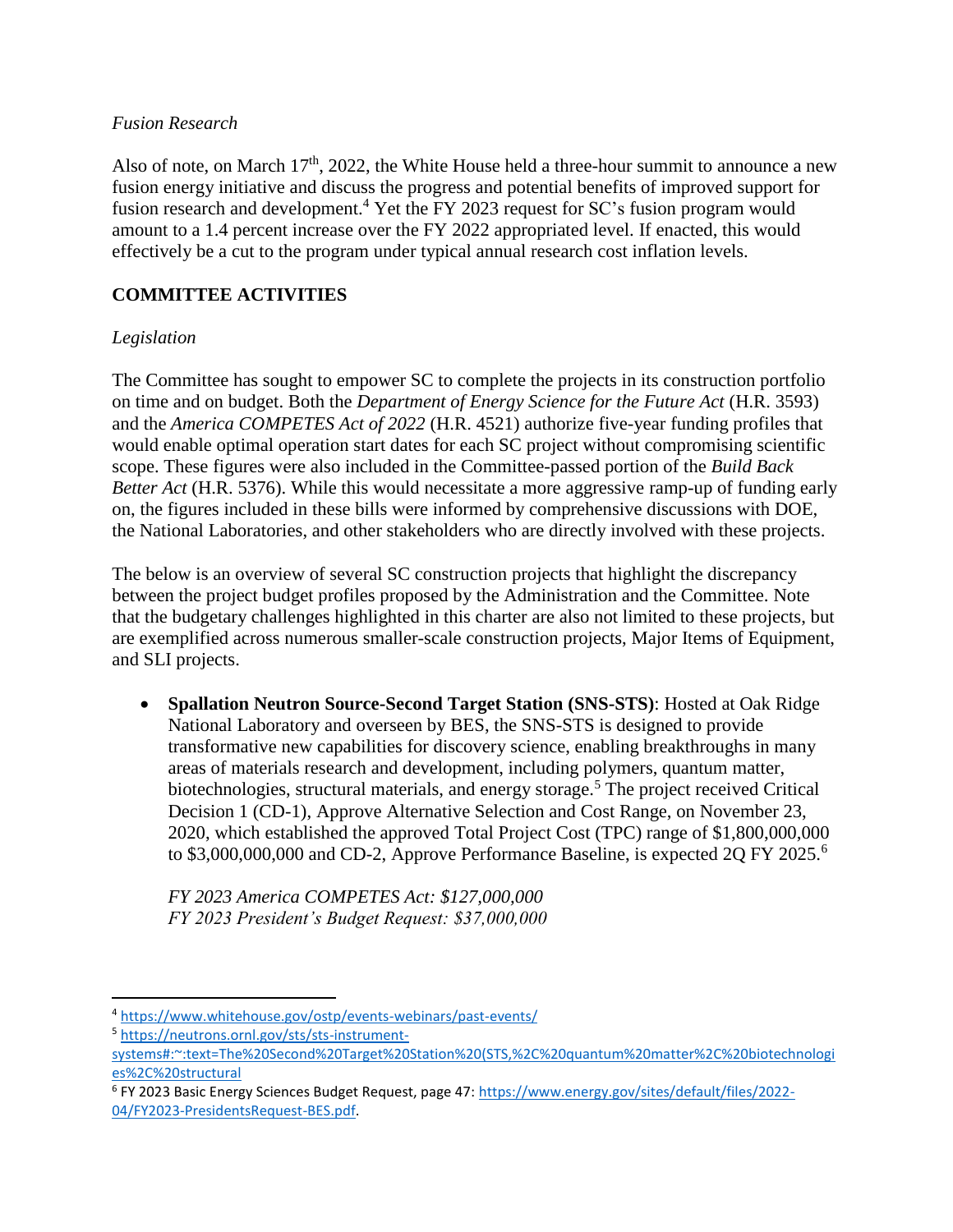*Fusion Research*

Also of note, on March 17th, 2022, the White House held a three-hour summit to announce a new fusion energy initiative and discuss the progress and potential benefits of improved support for fusion research and development.[4] Yet the FY 2023 request for SC's fusion program would amount to a 1.4 percent increase over the FY 2022 appropriated level. If enacted, this would effectively be a cut to the program under typical annual research cost inflation levels.

## COMMITTEE ACTIVITIES

*Legislation*

The Committee has sought to empower SC to complete the projects in its construction portfolio on time and on budget. Both the *Department of Energy Science for the Future Act* (H.R. 3593) and the *America COMPETES Act of 2022* (H.R. 4521) authorize five-year funding profiles that would enable optimal operation start dates for each SC project without compromising scientific scope. These figures were also included in the Committee-passed portion of the *Build Back Better Act* (H.R. 5376). While this would necessitate a more aggressive ramp-up of funding early on, the figures included in these bills were informed by comprehensive discussions with DOE, the National Laboratories, and other stakeholders who are directly involved with these projects.

The below is an overview of several SC construction projects that highlight the discrepancy between the project budget profiles proposed by the Administration and the Committee. Note that the budgetary challenges highlighted in this charter are also not limited to these projects, but are exemplified across numerous smaller-scale construction projects, Major Items of Equipment, and SLI projects.

- **Spallation Neutron Source-Second Target Station (SNS-STS)**: Hosted at Oak Ridge National Laboratory and overseen by BES, the SNS-STS is designed to provide transformative new capabilities for discovery science, enabling breakthroughs in many areas of materials research and development, including polymers, quantum matter, biotechnologies, structural materials, and energy storage.[5] The project received Critical Decision 1 (CD-1), Approve Alternative Selection and Cost Range, on November 23, 2020, which established the approved Total Project Cost (TPC) range of $1,800,000,000 to $3,000,000,000 and CD-2, Approve Performance Baseline, is expected 2Q FY 2025.[6]

  *FY 2023 America COMPETES Act: $127,000,000*
  *FY 2023 President's Budget Request: $37,000,000*

---

[4] https://www.whitehouse.gov/ostp/events-webinars/past-events/

[5] https://neutrons.ornl.gov/sts/sts-instrument-systems#:~:text=The%20Second%20Target%20Station%20(STS,%2C%20quantum%20matter%2C%20biotechnologies%2C%20structural

[6] FY 2023 Basic Energy Sciences Budget Request, page 47: https://www.energy.gov/sites/default/files/2022-04/FY2023-PresidentsRequest-BES.pdf.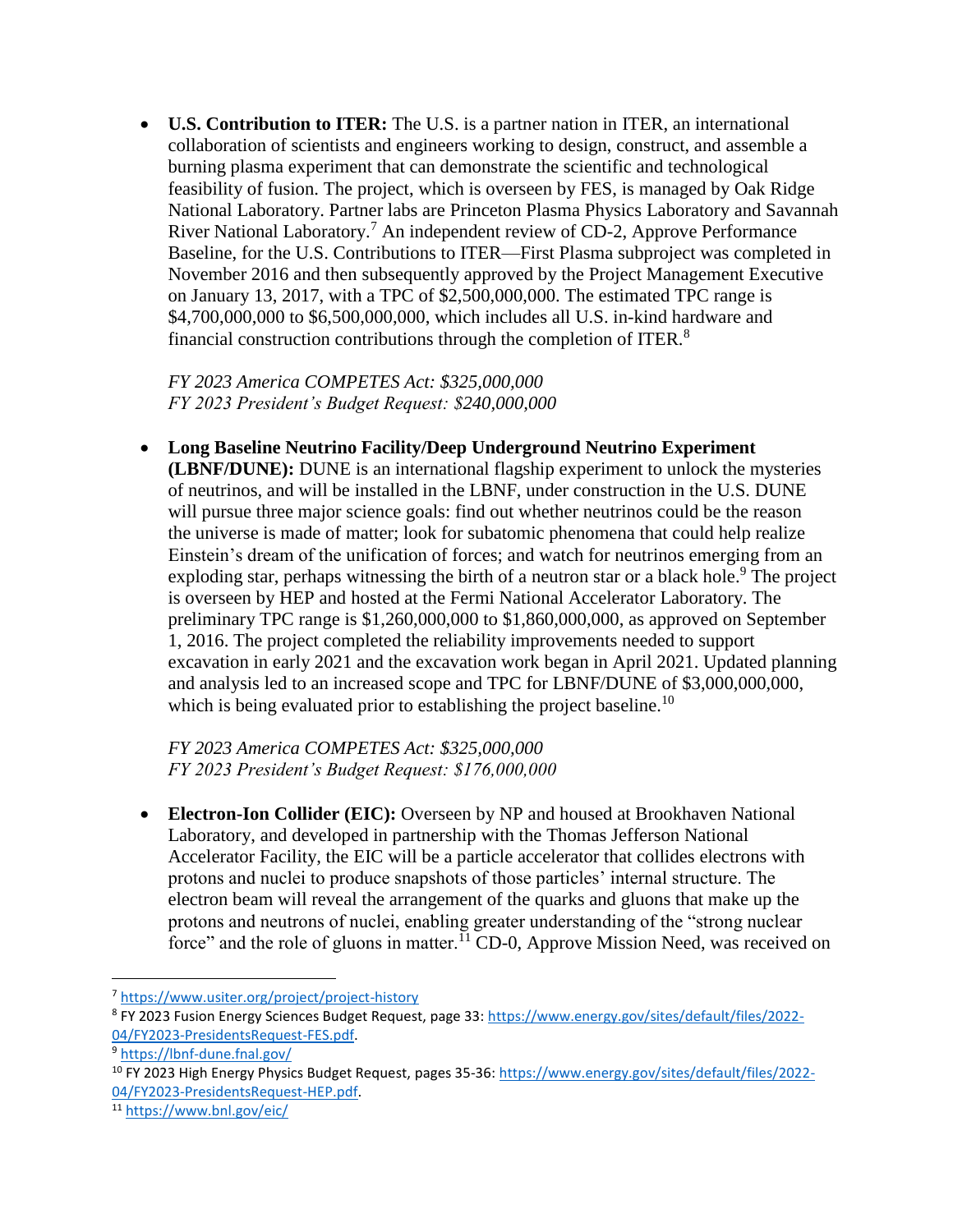- **U.S. Contribution to ITER:** The U.S. is a partner nation in ITER, an international collaboration of scientists and engineers working to design, construct, and assemble a burning plasma experiment that can demonstrate the scientific and technological feasibility of fusion. The project, which is overseen by FES, is managed by Oak Ridge National Laboratory. Partner labs are Princeton Plasma Physics Laboratory and Savannah River National Laboratory.[7] An independent review of CD-2, Approve Performance Baseline, for the U.S. Contributions to ITER—First Plasma subproject was completed in November 2016 and then subsequently approved by the Project Management Executive on January 13, 2017, with a TPC of $2,500,000,000. The estimated TPC range is $4,700,000,000 to $6,500,000,000, which includes all U.S. in-kind hardware and financial construction contributions through the completion of ITER.[8]

  *FY 2023 America COMPETES Act: $325,000,000*
  *FY 2023 President's Budget Request: $240,000,000*

- **Long Baseline Neutrino Facility/Deep Underground Neutrino Experiment (LBNF/DUNE):** DUNE is an international flagship experiment to unlock the mysteries of neutrinos, and will be installed in the LBNF, under construction in the U.S. DUNE will pursue three major science goals: find out whether neutrinos could be the reason the universe is made of matter; look for subatomic phenomena that could help realize Einstein's dream of the unification of forces; and watch for neutrinos emerging from an exploding star, perhaps witnessing the birth of a neutron star or a black hole.[9] The project is overseen by HEP and hosted at the Fermi National Accelerator Laboratory. The preliminary TPC range is $1,260,000,000 to $1,860,000,000, as approved on September 1, 2016. The project completed the reliability improvements needed to support excavation in early 2021 and the excavation work began in April 2021. Updated planning and analysis led to an increased scope and TPC for LBNF/DUNE of $3,000,000,000, which is being evaluated prior to establishing the project baseline.[10]

  *FY 2023 America COMPETES Act: $325,000,000*
  *FY 2023 President's Budget Request: $176,000,000*

- **Electron-Ion Collider (EIC):** Overseen by NP and housed at Brookhaven National Laboratory, and developed in partnership with the Thomas Jefferson National Accelerator Facility, the EIC will be a particle accelerator that collides electrons with protons and nuclei to produce snapshots of those particles' internal structure. The electron beam will reveal the arrangement of the quarks and gluons that make up the protons and neutrons of nuclei, enabling greater understanding of the "strong nuclear force" and the role of gluons in matter.[11] CD-0, Approve Mission Need, was received on

---

[7] https://www.usiter.org/project/project-history

[8] FY 2023 Fusion Energy Sciences Budget Request, page 33: https://www.energy.gov/sites/default/files/2022-04/FY2023-PresidentsRequest-FES.pdf.

[9] https://lbnf-dune.fnal.gov/

[10] FY 2023 High Energy Physics Budget Request, pages 35-36: https://www.energy.gov/sites/default/files/2022-04/FY2023-PresidentsRequest-HEP.pdf.

[11] https://www.bnl.gov/eic/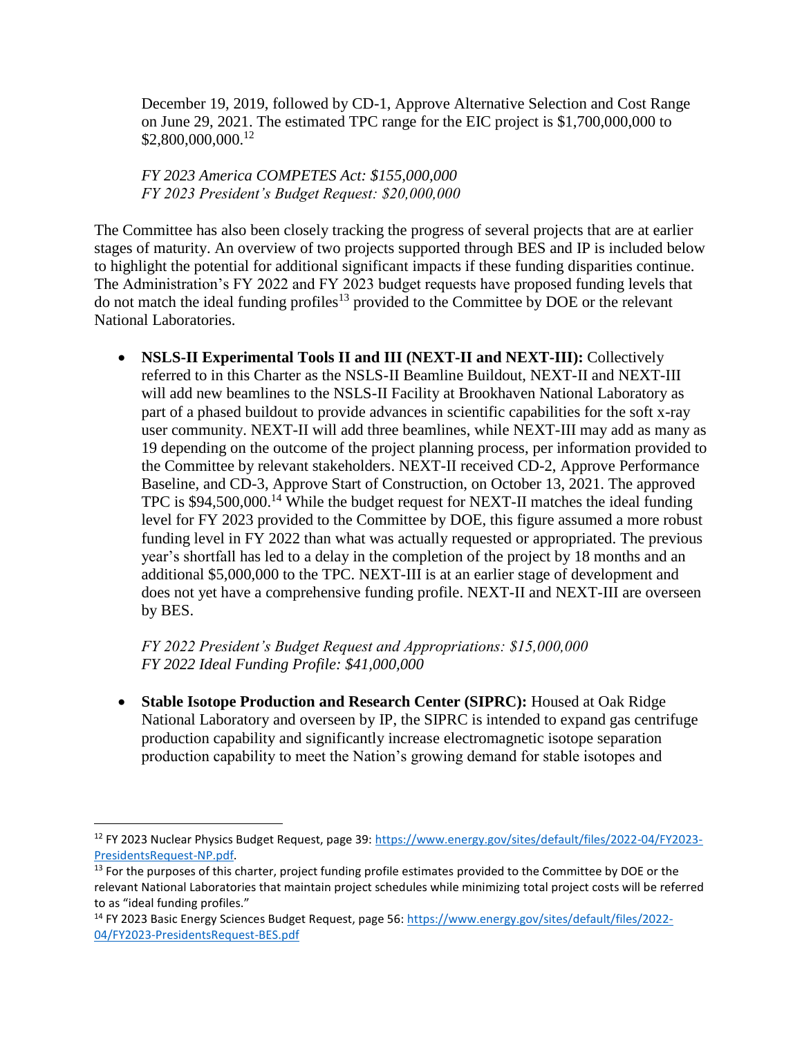December 19, 2019, followed by CD-1, Approve Alternative Selection and Cost Range on June 29, 2021. The estimated TPC range for the EIC project is $1,700,000,000 to $2,800,000,000.[12]

*FY 2023 America COMPETES Act: $155,000,000*
*FY 2023 President's Budget Request: $20,000,000*

The Committee has also been closely tracking the progress of several projects that are at earlier stages of maturity. An overview of two projects supported through BES and IP is included below to highlight the potential for additional significant impacts if these funding disparities continue. The Administration's FY 2022 and FY 2023 budget requests have proposed funding levels that do not match the ideal funding profiles[13] provided to the Committee by DOE or the relevant National Laboratories.

- **NSLS-II Experimental Tools II and III (NEXT-II and NEXT-III):** Collectively referred to in this Charter as the NSLS-II Beamline Buildout, NEXT-II and NEXT-III will add new beamlines to the NSLS-II Facility at Brookhaven National Laboratory as part of a phased buildout to provide advances in scientific capabilities for the soft x-ray user community. NEXT-II will add three beamlines, while NEXT-III may add as many as 19 depending on the outcome of the project planning process, per information provided to the Committee by relevant stakeholders. NEXT-II received CD-2, Approve Performance Baseline, and CD-3, Approve Start of Construction, on October 13, 2021. The approved TPC is $94,500,000.[14] While the budget request for NEXT-II matches the ideal funding level for FY 2023 provided to the Committee by DOE, this figure assumed a more robust funding level in FY 2022 than what was actually requested or appropriated. The previous year's shortfall has led to a delay in the completion of the project by 18 months and an additional $5,000,000 to the TPC. NEXT-III is at an earlier stage of development and does not yet have a comprehensive funding profile. NEXT-II and NEXT-III are overseen by BES.

  *FY 2022 President's Budget Request and Appropriations: $15,000,000*
  *FY 2022 Ideal Funding Profile: $41,000,000*

- **Stable Isotope Production and Research Center (SIPRC):** Housed at Oak Ridge National Laboratory and overseen by IP, the SIPRC is intended to expand gas centrifuge production capability and significantly increase electromagnetic isotope separation production capability to meet the Nation's growing demand for stable isotopes and

---

[12] FY 2023 Nuclear Physics Budget Request, page 39: https://www.energy.gov/sites/default/files/2022-04/FY2023-PresidentsRequest-NP.pdf.

[13] For the purposes of this charter, project funding profile estimates provided to the Committee by DOE or the relevant National Laboratories that maintain project schedules while minimizing total project costs will be referred to as "ideal funding profiles."

[14] FY 2023 Basic Energy Sciences Budget Request, page 56: https://www.energy.gov/sites/default/files/2022-04/FY2023-PresidentsRequest-BES.pdf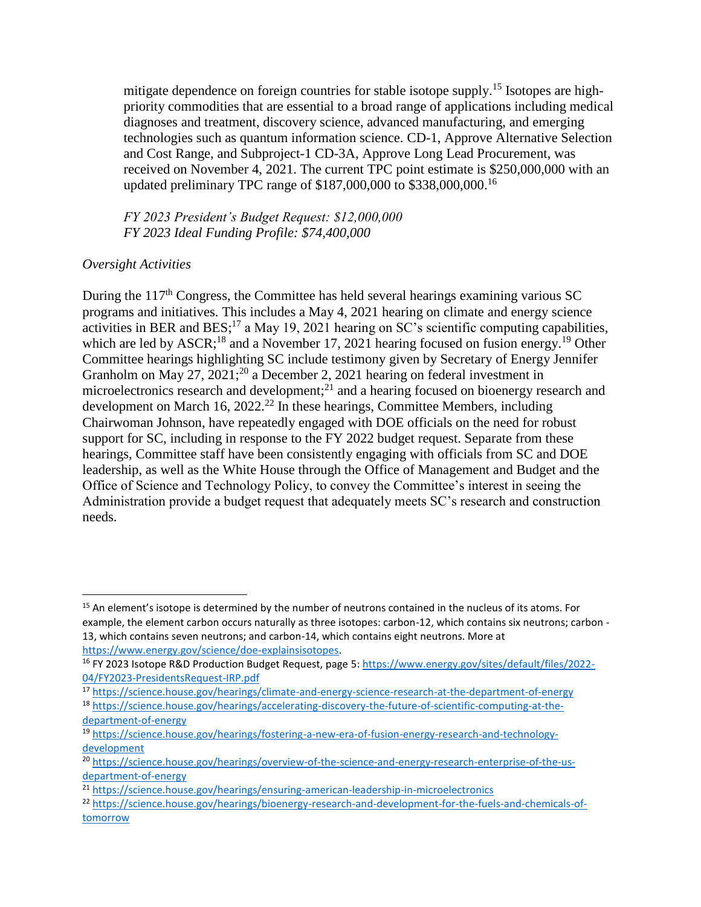mitigate dependence on foreign countries for stable isotope supply.[15] Isotopes are high-priority commodities that are essential to a broad range of applications including medical diagnoses and treatment, discovery science, advanced manufacturing, and emerging technologies such as quantum information science. CD-1, Approve Alternative Selection and Cost Range, and Subproject-1 CD-3A, Approve Long Lead Procurement, was received on November 4, 2021. The current TPC point estimate is $250,000,000 with an updated preliminary TPC range of $187,000,000 to $338,000,000.[16]

*FY 2023 President's Budget Request: $12,000,000*
*FY 2023 Ideal Funding Profile: $74,400,000*

*Oversight Activities*

During the 117th Congress, the Committee has held several hearings examining various SC programs and initiatives. This includes a May 4, 2021 hearing on climate and energy science activities in BER and BES;[17] a May 19, 2021 hearing on SC's scientific computing capabilities, which are led by ASCR;[18] and a November 17, 2021 hearing focused on fusion energy.[19] Other Committee hearings highlighting SC include testimony given by Secretary of Energy Jennifer Granholm on May 27, 2021;[20] a December 2, 2021 hearing on federal investment in microelectronics research and development;[21] and a hearing focused on bioenergy research and development on March 16, 2022.[22] In these hearings, Committee Members, including Chairwoman Johnson, have repeatedly engaged with DOE officials on the need for robust support for SC, including in response to the FY 2022 budget request. Separate from these hearings, Committee staff have been consistently engaging with officials from SC and DOE leadership, as well as the White House through the Office of Management and Budget and the Office of Science and Technology Policy, to convey the Committee's interest in seeing the Administration provide a budget request that adequately meets SC's research and construction needs.

---

[15] An element's isotope is determined by the number of neutrons contained in the nucleus of its atoms. For example, the element carbon occurs naturally as three isotopes: carbon-12, which contains six neutrons; carbon - 13, which contains seven neutrons; and carbon-14, which contains eight neutrons. More at https://www.energy.gov/science/doe-explainsisotopes.

[16] FY 2023 Isotope R&D Production Budget Request, page 5: https://www.energy.gov/sites/default/files/2022-04/FY2023-PresidentsRequest-IRP.pdf

[17] https://science.house.gov/hearings/climate-and-energy-science-research-at-the-department-of-energy

[18] https://science.house.gov/hearings/accelerating-discovery-the-future-of-scientific-computing-at-the-department-of-energy

[19] https://science.house.gov/hearings/fostering-a-new-era-of-fusion-energy-research-and-technology-development

[20] https://science.house.gov/hearings/overview-of-the-science-and-energy-research-enterprise-of-the-us-department-of-energy

[21] https://science.house.gov/hearings/ensuring-american-leadership-in-microelectronics

[22] https://science.house.gov/hearings/bioenergy-research-and-development-for-the-fuels-and-chemicals-of-tomorrow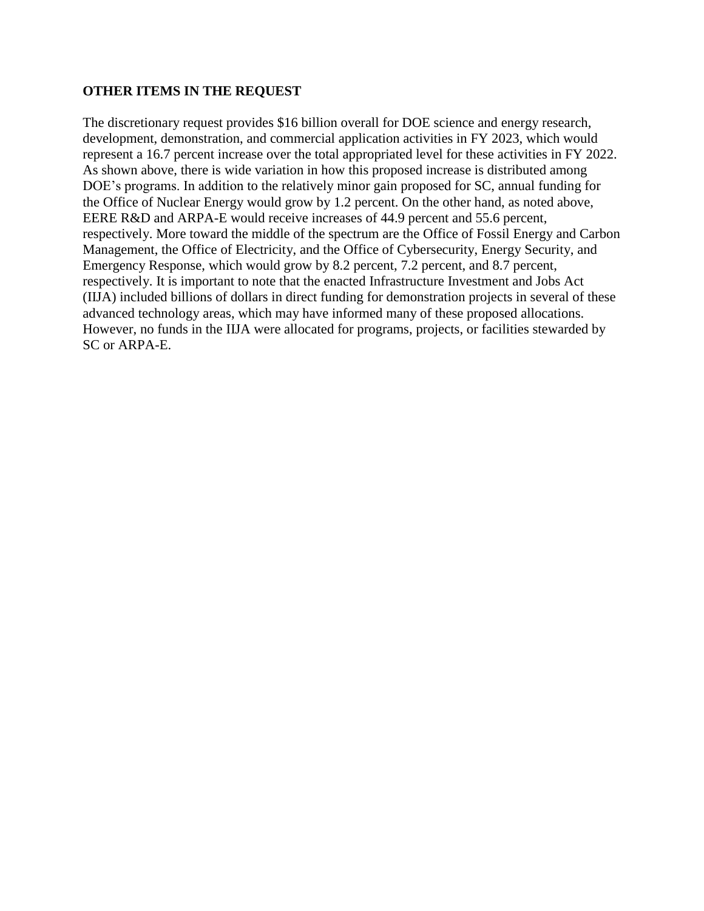**OTHER ITEMS IN THE REQUEST**

The discretionary request provides $16 billion overall for DOE science and energy research, development, demonstration, and commercial application activities in FY 2023, which would represent a 16.7 percent increase over the total appropriated level for these activities in FY 2022. As shown above, there is wide variation in how this proposed increase is distributed among DOE's programs. In addition to the relatively minor gain proposed for SC, annual funding for the Office of Nuclear Energy would grow by 1.2 percent. On the other hand, as noted above, EERE R&D and ARPA-E would receive increases of 44.9 percent and 55.6 percent, respectively. More toward the middle of the spectrum are the Office of Fossil Energy and Carbon Management, the Office of Electricity, and the Office of Cybersecurity, Energy Security, and Emergency Response, which would grow by 8.2 percent, 7.2 percent, and 8.7 percent, respectively. It is important to note that the enacted Infrastructure Investment and Jobs Act (IIJA) included billions of dollars in direct funding for demonstration projects in several of these advanced technology areas, which may have informed many of these proposed allocations. However, no funds in the IIJA were allocated for programs, projects, or facilities stewarded by SC or ARPA-E.